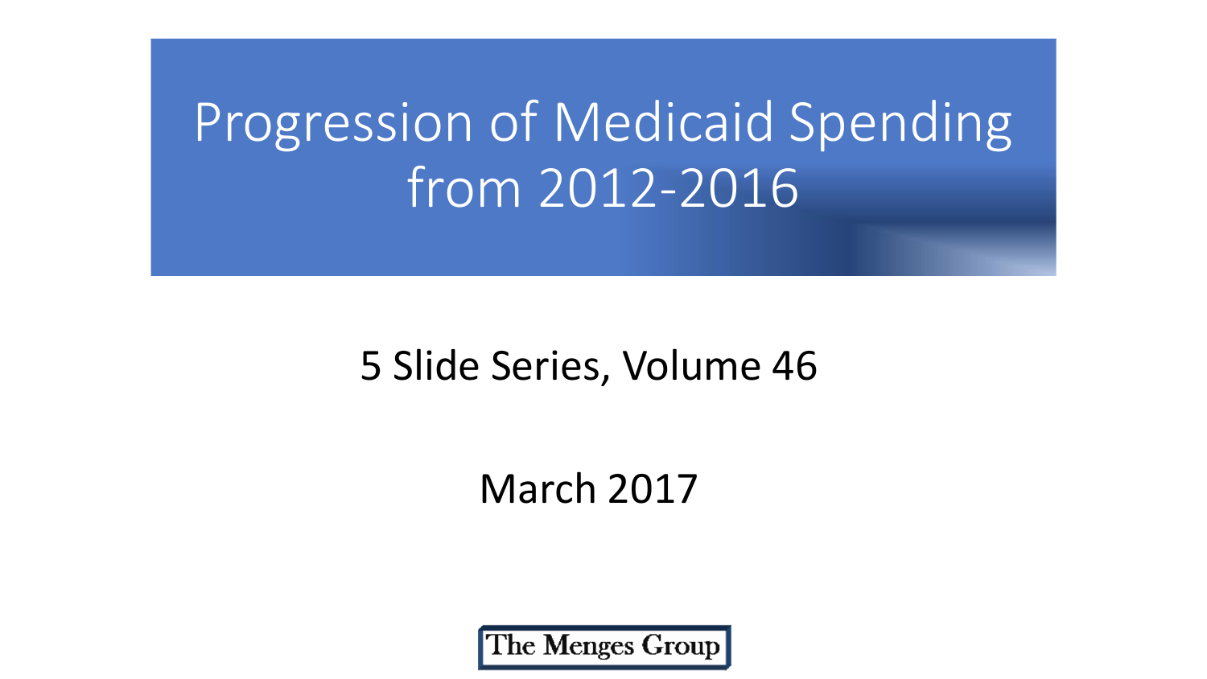# Progression of Medicaid Spending from 2012-2016

5 Slide Series, Volume 46

March 2017

The Menges Group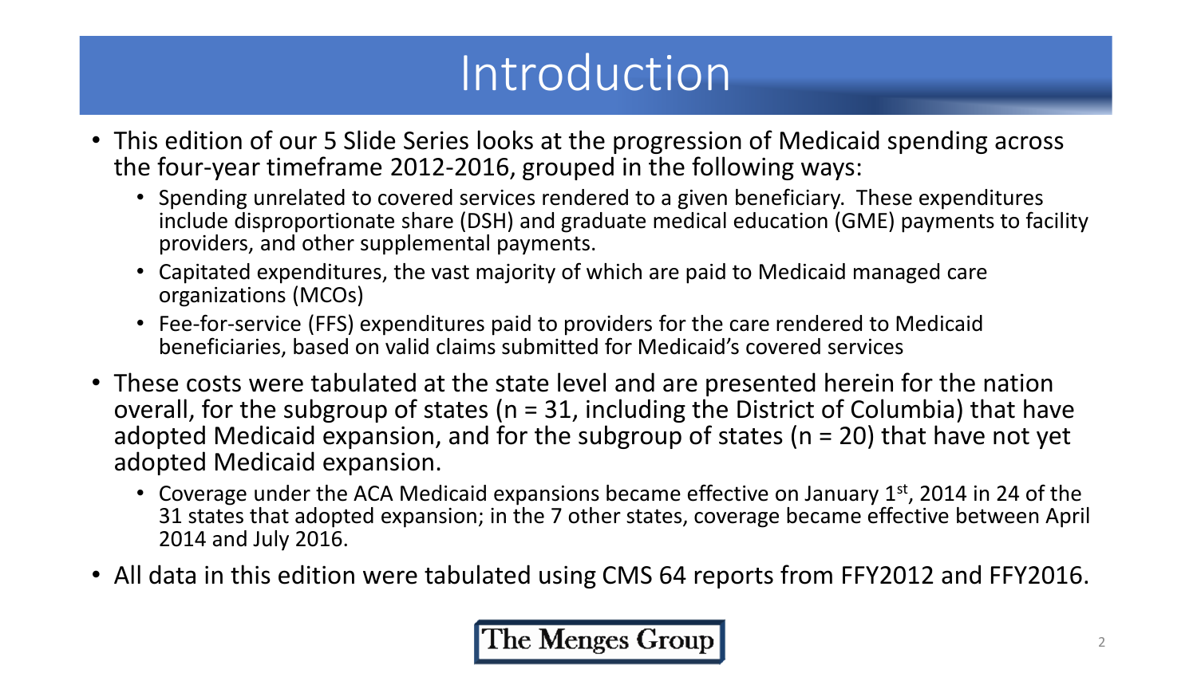# Introduction

- This edition of our 5 Slide Series looks at the progression of Medicaid spending across the four-year timeframe 2012-2016, grouped in the following ways:
  - Spending unrelated to covered services rendered to a given beneficiary. These expenditures include disproportionate share (DSH) and graduate medical education (GME) payments to facility providers, and other supplemental payments.
  - Capitated expenditures, the vast majority of which are paid to Medicaid managed care organizations (MCOs)
  - Fee-for-service (FFS) expenditures paid to providers for the care rendered to Medicaid beneficiaries, based on valid claims submitted for Medicaid's covered services
- These costs were tabulated at the state level and are presented herein for the nation overall, for the subgroup of states (n = 31, including the District of Columbia) that have adopted Medicaid expansion, and for the subgroup of states (n = 20) that have not yet adopted Medicaid expansion.
  - Coverage under the ACA Medicaid expansions became effective on January 1st, 2014 in 24 of the 31 states that adopted expansion; in the 7 other states, coverage became effective between April 2014 and July 2016.
- All data in this edition were tabulated using CMS 64 reports from FFY2012 and FFY2016.

The Menges Group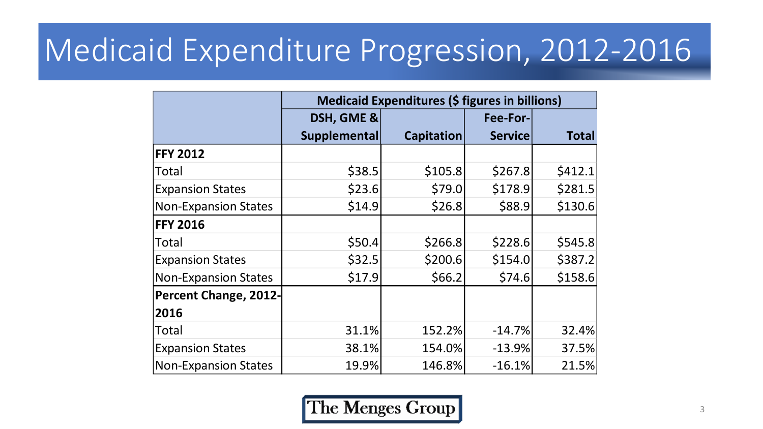# Medicaid Expenditure Progression, 2012-2016

| | Medicaid Expenditures ($ figures in billions) | | | |
|---|---|---|---|---|
| | DSH, GME & Supplemental | Capitation | Fee-For-Service | Total |
| **FFY 2012** | | | | |
| Total | $38.5 | $105.8 | $267.8 | $412.1 |
| Expansion States | $23.6 | $79.0 | $178.9 | $281.5 |
| Non-Expansion States | $14.9 | $26.8 | $88.9 | $130.6 |
| **FFY 2016** | | | | |
| Total | $50.4 | $266.8 | $228.6 | $545.8 |
| Expansion States | $32.5 | $200.6 | $154.0 | $387.2 |
| Non-Expansion States | $17.9 | $66.2 | $74.6 | $158.6 |
| **Percent Change, 2012-2016** | | | | |
| Total | 31.1% | 152.2% | -14.7% | 32.4% |
| Expansion States | 38.1% | 154.0% | -13.9% | 37.5% |
| Non-Expansion States | 19.9% | 146.8% | -16.1% | 21.5% |

The Menges Group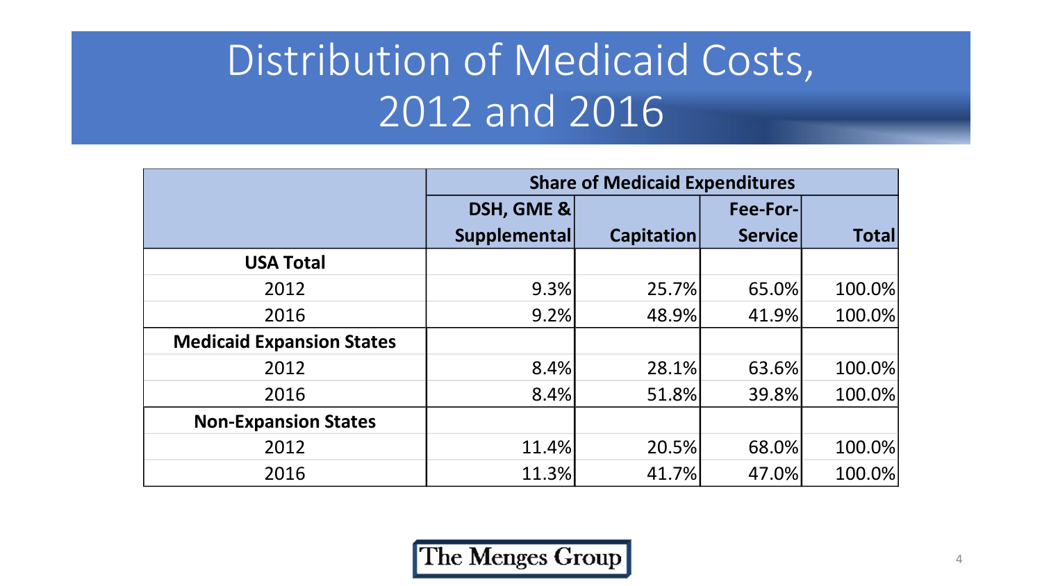# Distribution of Medicaid Costs, 2012 and 2016

| | Share of Medicaid Expenditures | | | |
|---|---|---|---|---|
| | DSH, GME & Supplemental | Capitation | Fee-For-Service | Total |
| **USA Total** | | | | |
| 2012 | 9.3% | 25.7% | 65.0% | 100.0% |
| 2016 | 9.2% | 48.9% | 41.9% | 100.0% |
| **Medicaid Expansion States** | | | | |
| 2012 | 8.4% | 28.1% | 63.6% | 100.0% |
| 2016 | 8.4% | 51.8% | 39.8% | 100.0% |
| **Non-Expansion States** | | | | |
| 2012 | 11.4% | 20.5% | 68.0% | 100.0% |
| 2016 | 11.3% | 41.7% | 47.0% | 100.0% |

The Menges Group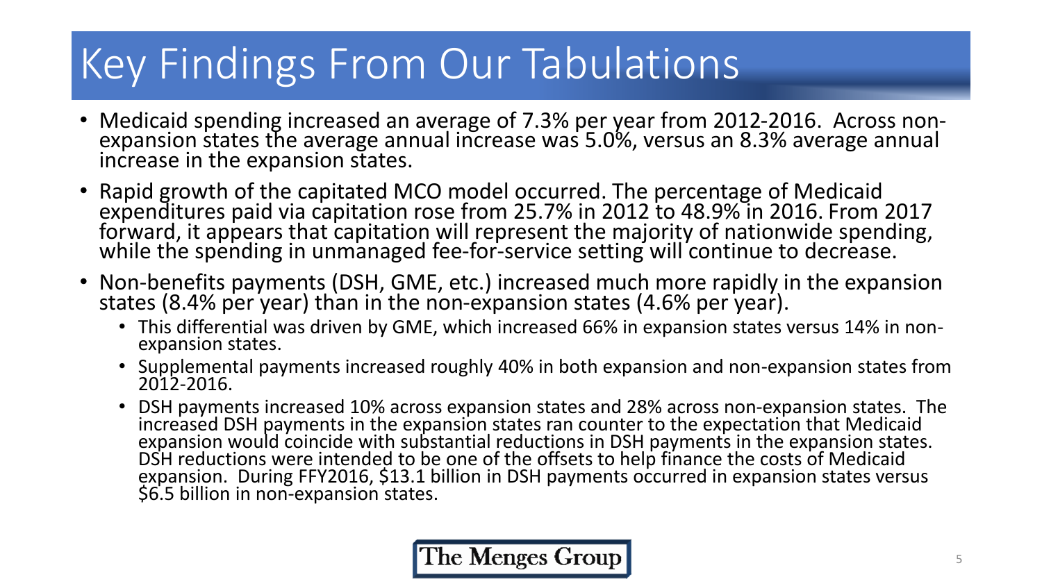# Key Findings From Our Tabulations

- Medicaid spending increased an average of 7.3% per year from 2012-2016. Across non-expansion states the average annual increase was 5.0%, versus an 8.3% average annual increase in the expansion states.
- Rapid growth of the capitated MCO model occurred. The percentage of Medicaid expenditures paid via capitation rose from 25.7% in 2012 to 48.9% in 2016. From 2017 forward, it appears that capitation will represent the majority of nationwide spending, while the spending in unmanaged fee-for-service setting will continue to decrease.
- Non-benefits payments (DSH, GME, etc.) increased much more rapidly in the expansion states (8.4% per year) than in the non-expansion states (4.6% per year).
  - This differential was driven by GME, which increased 66% in expansion states versus 14% in non-expansion states.
  - Supplemental payments increased roughly 40% in both expansion and non-expansion states from 2012-2016.
  - DSH payments increased 10% across expansion states and 28% across non-expansion states. The increased DSH payments in the expansion states ran counter to the expectation that Medicaid expansion would coincide with substantial reductions in DSH payments in the expansion states. DSH reductions were intended to be one of the offsets to help finance the costs of Medicaid expansion. During FFY2016, $13.1 billion in DSH payments occurred in expansion states versus $6.5 billion in non-expansion states.

The Menges Group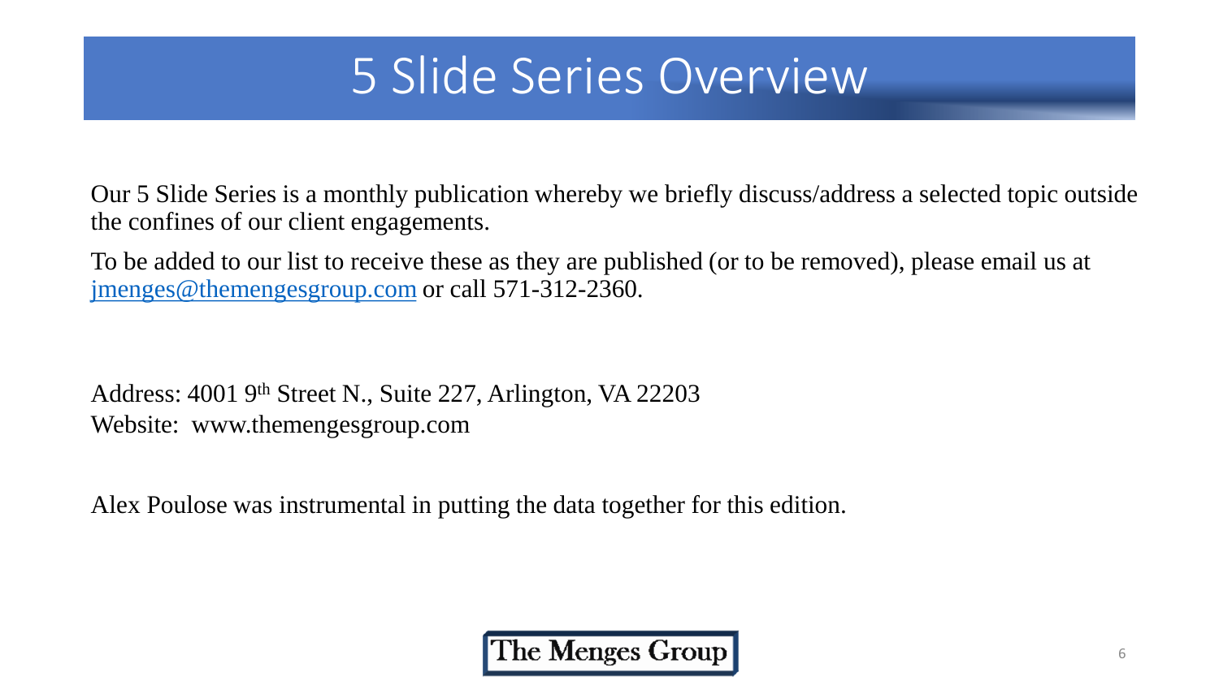# 5 Slide Series Overview

Our 5 Slide Series is a monthly publication whereby we briefly discuss/address a selected topic outside the confines of our client engagements.

To be added to our list to receive these as they are published (or to be removed), please email us at jmenges@themengesgroup.com or call 571-312-2360.

Address: 4001 9th Street N., Suite 227, Arlington, VA 22203
Website: www.themengesgroup.com

Alex Poulose was instrumental in putting the data together for this edition.

The Menges Group